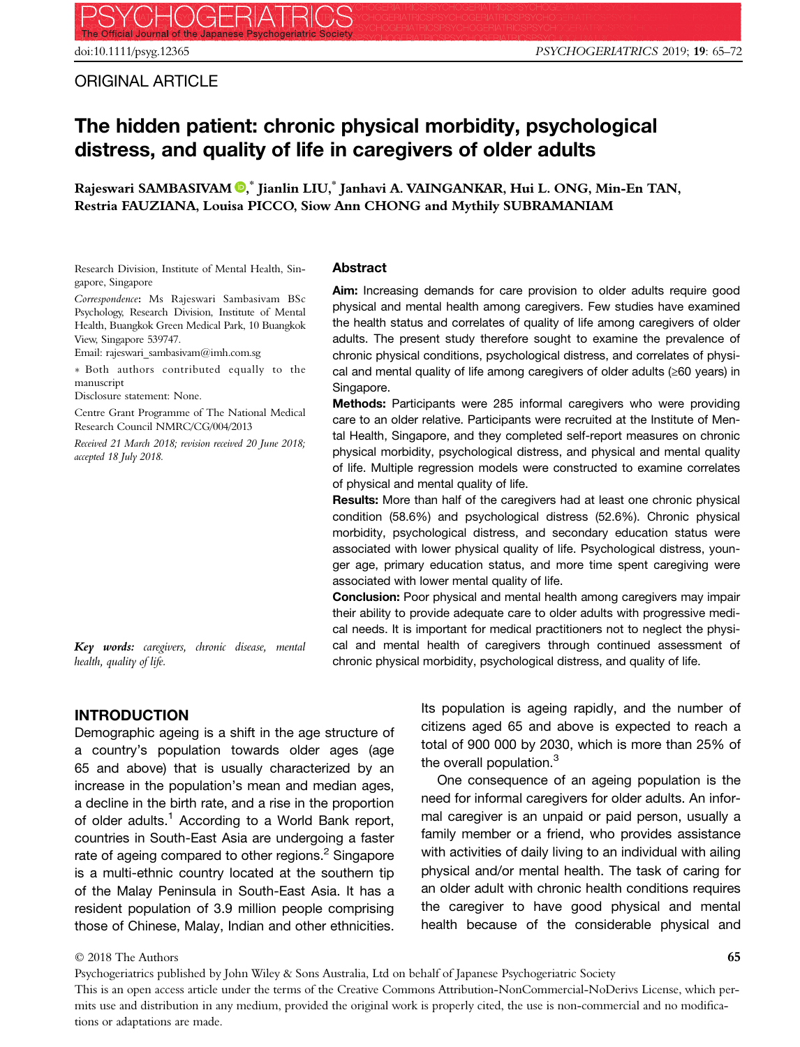ORIGINAL ARTICLE

# The hidden patient: chronic physical morbidity, psychological distress, and quality of life in caregivers of older adults

**Rajeswari SAMBASIVAM,* Jianlin LIU,* Janhavi A. VAINGANKAR, Hui L. ONG, Min-En TAN, Restria FAUZIANA, Louisa PICCO, Siow Ann CHONG and Mythily SUBRAMANIAM**

Research Division, Institute of Mental Health, Singapore, Singapore

*Correspondence*: Ms Rajeswari Sambasivam BSc Psychology, Research Division, Institute of Mental Health, Buangkok Green Medical Park, 10 Buangkok View, Singapore 539747.
Email: rajeswari_sambasivam@imh.com.sg

∗ Both authors contributed equally to the manuscript

Disclosure statement: None.

Centre Grant Programme of The National Medical Research Council NMRC/CG/004/2013

*Received 21 March 2018; revision received 20 June 2018; accepted 18 July 2018.*

## Abstract

**Aim:** Increasing demands for care provision to older adults require good physical and mental health among caregivers. Few studies have examined the health status and correlates of quality of life among caregivers of older adults. The present study therefore sought to examine the prevalence of chronic physical conditions, psychological distress, and correlates of physical and mental quality of life among caregivers of older adults (≥60 years) in Singapore.

**Methods:** Participants were 285 informal caregivers who were providing care to an older relative. Participants were recruited at the Institute of Mental Health, Singapore, and they completed self-report measures on chronic physical morbidity, psychological distress, and physical and mental quality of life. Multiple regression models were constructed to examine correlates of physical and mental quality of life.

**Results:** More than half of the caregivers had at least one chronic physical condition (58.6%) and psychological distress (52.6%). Chronic physical morbidity, psychological distress, and secondary education status were associated with lower physical quality of life. Psychological distress, younger age, primary education status, and more time spent caregiving were associated with lower mental quality of life.

**Conclusion:** Poor physical and mental health among caregivers may impair their ability to provide adequate care to older adults with progressive medical needs. It is important for medical practitioners not to neglect the physical and mental health of caregivers through continued assessment of chronic physical morbidity, psychological distress, and quality of life.

***Key words:*** *caregivers, chronic disease, mental health, quality of life.*

## INTRODUCTION

Demographic ageing is a shift in the age structure of a country's population towards older ages (age 65 and above) that is usually characterized by an increase in the population's mean and median ages, a decline in the birth rate, and a rise in the proportion of older adults.[1] According to a World Bank report, countries in South-East Asia are undergoing a faster rate of ageing compared to other regions.[2] Singapore is a multi-ethnic country located at the southern tip of the Malay Peninsula in South-East Asia. It has a resident population of 3.9 million people comprising those of Chinese, Malay, Indian and other ethnicities. Its population is ageing rapidly, and the number of citizens aged 65 and above is expected to reach a total of 900 000 by 2030, which is more than 25% of the overall population.[3]

One consequence of an ageing population is the need for informal caregivers for older adults. An informal caregiver is an unpaid or paid person, usually a family member or a friend, who provides assistance with activities of daily living to an individual with ailing physical and/or mental health. The task of caring for an older adult with chronic health conditions requires the caregiver to have good physical and mental health because of the considerable physical and

© 2018 The Authors

Psychogeriatrics published by John Wiley & Sons Australia, Ltd on behalf of Japanese Psychogeriatric Society

This is an open access article under the terms of the Creative Commons Attribution-NonCommercial-NoDerivs License, which permits use and distribution in any medium, provided the original work is properly cited, the use is non-commercial and no modifications or adaptations are made.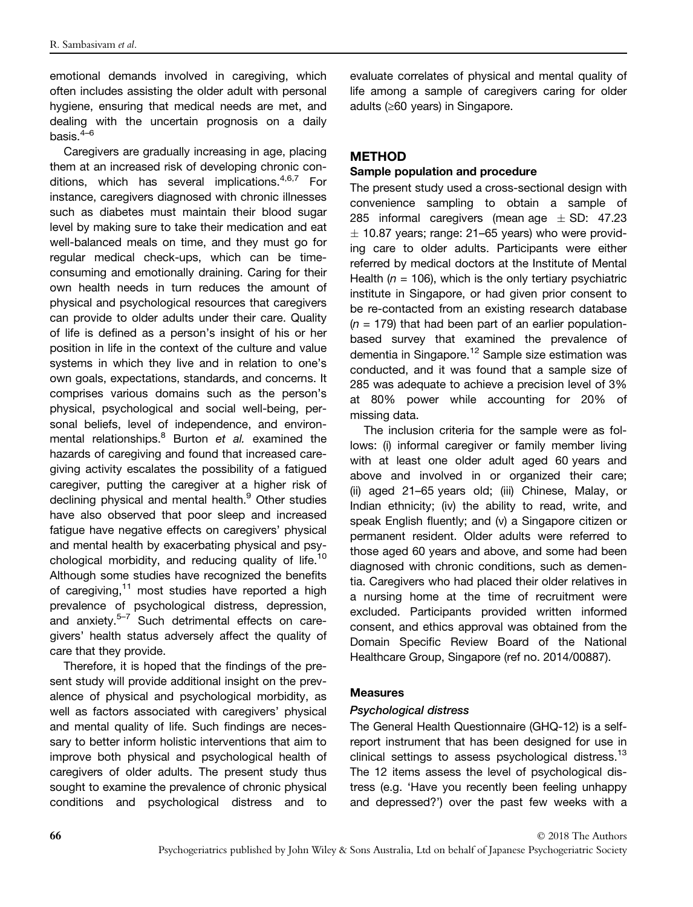emotional demands involved in caregiving, which often includes assisting the older adult with personal hygiene, ensuring that medical needs are met, and dealing with the uncertain prognosis on a daily basis.[4–6]

Caregivers are gradually increasing in age, placing them at an increased risk of developing chronic conditions, which has several implications.[4,6,7] For instance, caregivers diagnosed with chronic illnesses such as diabetes must maintain their blood sugar level by making sure to take their medication and eat well-balanced meals on time, and they must go for regular medical check-ups, which can be time-consuming and emotionally draining. Caring for their own health needs in turn reduces the amount of physical and psychological resources that caregivers can provide to older adults under their care. Quality of life is defined as a person's insight of his or her position in life in the context of the culture and value systems in which they live and in relation to one's own goals, expectations, standards, and concerns. It comprises various domains such as the person's physical, psychological and social well-being, personal beliefs, level of independence, and environmental relationships.[8] Burton *et al.* examined the hazards of caregiving and found that increased caregiving activity escalates the possibility of a fatigued caregiver, putting the caregiver at a higher risk of declining physical and mental health.[9] Other studies have also observed that poor sleep and increased fatigue have negative effects on caregivers' physical and mental health by exacerbating physical and psychological morbidity, and reducing quality of life.[10] Although some studies have recognized the benefits of caregiving,[11] most studies have reported a high prevalence of psychological distress, depression, and anxiety.[5–7] Such detrimental effects on caregivers' health status adversely affect the quality of care that they provide.

Therefore, it is hoped that the findings of the present study will provide additional insight on the prevalence of physical and psychological morbidity, as well as factors associated with caregivers' physical and mental quality of life. Such findings are necessary to better inform holistic interventions that aim to improve both physical and psychological health of caregivers of older adults. The present study thus sought to examine the prevalence of chronic physical conditions and psychological distress and to evaluate correlates of physical and mental quality of life among a sample of caregivers caring for older adults (≥60 years) in Singapore.

## METHOD

### Sample population and procedure

The present study used a cross-sectional design with convenience sampling to obtain a sample of 285 informal caregivers (mean age ± SD: 47.23 ± 10.87 years; range: 21–65 years) who were providing care to older adults. Participants were either referred by medical doctors at the Institute of Mental Health ($n$ = 106), which is the only tertiary psychiatric institute in Singapore, or had given prior consent to be re-contacted from an existing research database ($n$ = 179) that had been part of an earlier population-based survey that examined the prevalence of dementia in Singapore.[12] Sample size estimation was conducted, and it was found that a sample size of 285 was adequate to achieve a precision level of 3% at 80% power while accounting for 20% of missing data.

The inclusion criteria for the sample were as follows: (i) informal caregiver or family member living with at least one older adult aged 60 years and above and involved in or organized their care; (ii) aged 21–65 years old; (iii) Chinese, Malay, or Indian ethnicity; (iv) the ability to read, write, and speak English fluently; and (v) a Singapore citizen or permanent resident. Older adults were referred to those aged 60 years and above, and some had been diagnosed with chronic conditions, such as dementia. Caregivers who had placed their older relatives in a nursing home at the time of recruitment were excluded. Participants provided written informed consent, and ethics approval was obtained from the Domain Specific Review Board of the National Healthcare Group, Singapore (ref no. 2014/00887).

### Measures

#### *Psychological distress*

The General Health Questionnaire (GHQ-12) is a self-report instrument that has been designed for use in clinical settings to assess psychological distress.[13] The 12 items assess the level of psychological distress (e.g. 'Have you recently been feeling unhappy and depressed?') over the past few weeks with a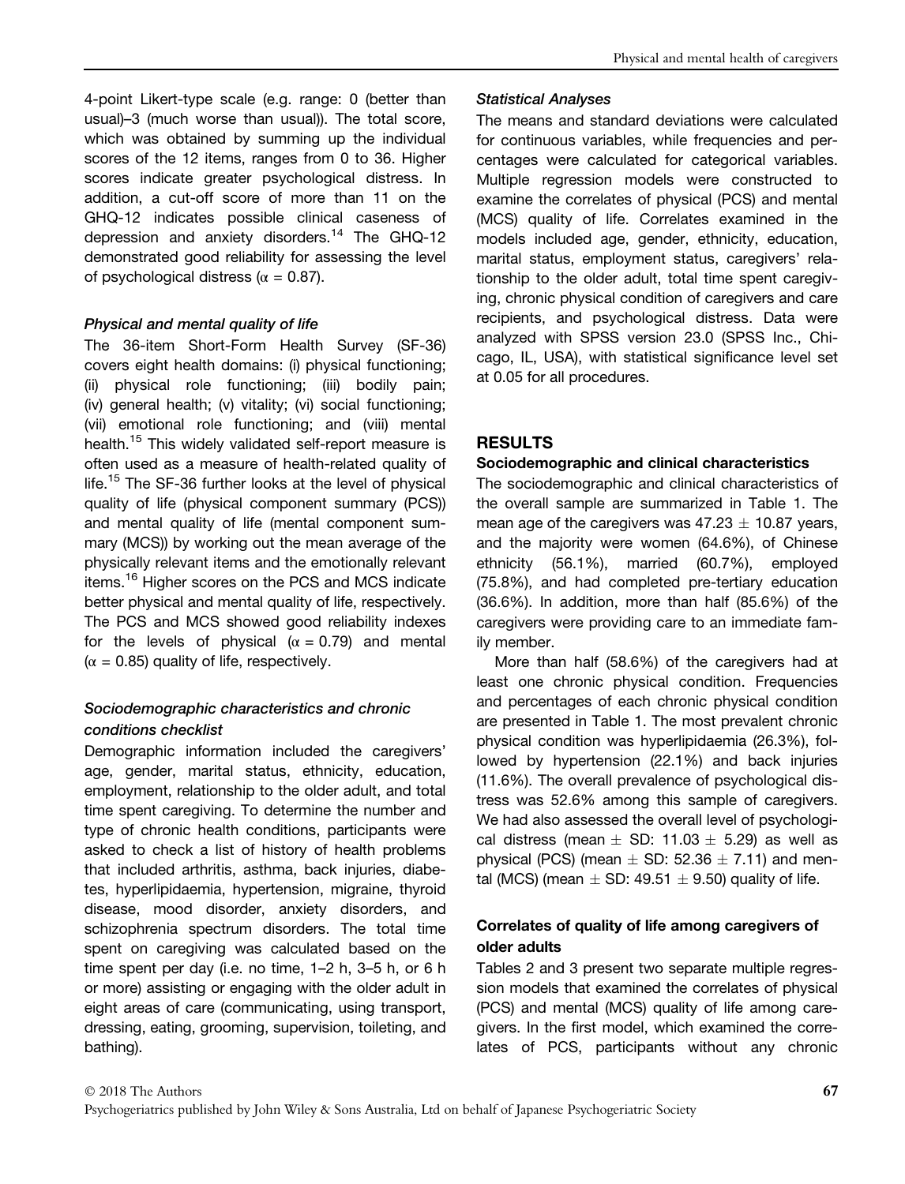4-point Likert-type scale (e.g. range: 0 (better than usual)–3 (much worse than usual)). The total score, which was obtained by summing up the individual scores of the 12 items, ranges from 0 to 36. Higher scores indicate greater psychological distress. In addition, a cut-off score of more than 11 on the GHQ-12 indicates possible clinical caseness of depression and anxiety disorders.[14] The GHQ-12 demonstrated good reliability for assessing the level of psychological distress ($\alpha = 0.87$).

### *Physical and mental quality of life*

The 36-item Short-Form Health Survey (SF-36) covers eight health domains: (i) physical functioning; (ii) physical role functioning; (iii) bodily pain; (iv) general health; (v) vitality; (vi) social functioning; (vii) emotional role functioning; and (viii) mental health.[15] This widely validated self-report measure is often used as a measure of health-related quality of life.[15] The SF-36 further looks at the level of physical quality of life (physical component summary (PCS)) and mental quality of life (mental component summary (MCS)) by working out the mean average of the physically relevant items and the emotionally relevant items.[16] Higher scores on the PCS and MCS indicate better physical and mental quality of life, respectively. The PCS and MCS showed good reliability indexes for the levels of physical ($\alpha = 0.79$) and mental ($\alpha = 0.85$) quality of life, respectively.

### *Sociodemographic characteristics and chronic conditions checklist*

Demographic information included the caregivers' age, gender, marital status, ethnicity, education, employment, relationship to the older adult, and total time spent caregiving. To determine the number and type of chronic health conditions, participants were asked to check a list of history of health problems that included arthritis, asthma, back injuries, diabetes, hyperlipidaemia, hypertension, migraine, thyroid disease, mood disorder, anxiety disorders, and schizophrenia spectrum disorders. The total time spent on caregiving was calculated based on the time spent per day (i.e. no time, 1–2 h, 3–5 h, or 6 h or more) assisting or engaging with the older adult in eight areas of care (communicating, using transport, dressing, eating, grooming, supervision, toileting, and bathing).

### *Statistical Analyses*

The means and standard deviations were calculated for continuous variables, while frequencies and percentages were calculated for categorical variables. Multiple regression models were constructed to examine the correlates of physical (PCS) and mental (MCS) quality of life. Correlates examined in the models included age, gender, ethnicity, education, marital status, employment status, caregivers' relationship to the older adult, total time spent caregiving, chronic physical condition of caregivers and care recipients, and psychological distress. Data were analyzed with SPSS version 23.0 (SPSS Inc., Chicago, IL, USA), with statistical significance level set at 0.05 for all procedures.

## RESULTS

### Sociodemographic and clinical characteristics

The sociodemographic and clinical characteristics of the overall sample are summarized in Table 1. The mean age of the caregivers was $47.23 \pm 10.87$ years, and the majority were women (64.6%), of Chinese ethnicity (56.1%), married (60.7%), employed (75.8%), and had completed pre-tertiary education (36.6%). In addition, more than half (85.6%) of the caregivers were providing care to an immediate family member.

More than half (58.6%) of the caregivers had at least one chronic physical condition. Frequencies and percentages of each chronic physical condition are presented in Table 1. The most prevalent chronic physical condition was hyperlipidaemia (26.3%), followed by hypertension (22.1%) and back injuries (11.6%). The overall prevalence of psychological distress was 52.6% among this sample of caregivers. We had also assessed the overall level of psychological distress (mean $\pm$ SD: $11.03 \pm 5.29$) as well as physical (PCS) (mean $\pm$ SD: $52.36 \pm 7.11$) and mental (MCS) (mean $\pm$ SD: $49.51 \pm 9.50$) quality of life.

### Correlates of quality of life among caregivers of older adults

Tables 2 and 3 present two separate multiple regression models that examined the correlates of physical (PCS) and mental (MCS) quality of life among caregivers. In the first model, which examined the correlates of PCS, participants without any chronic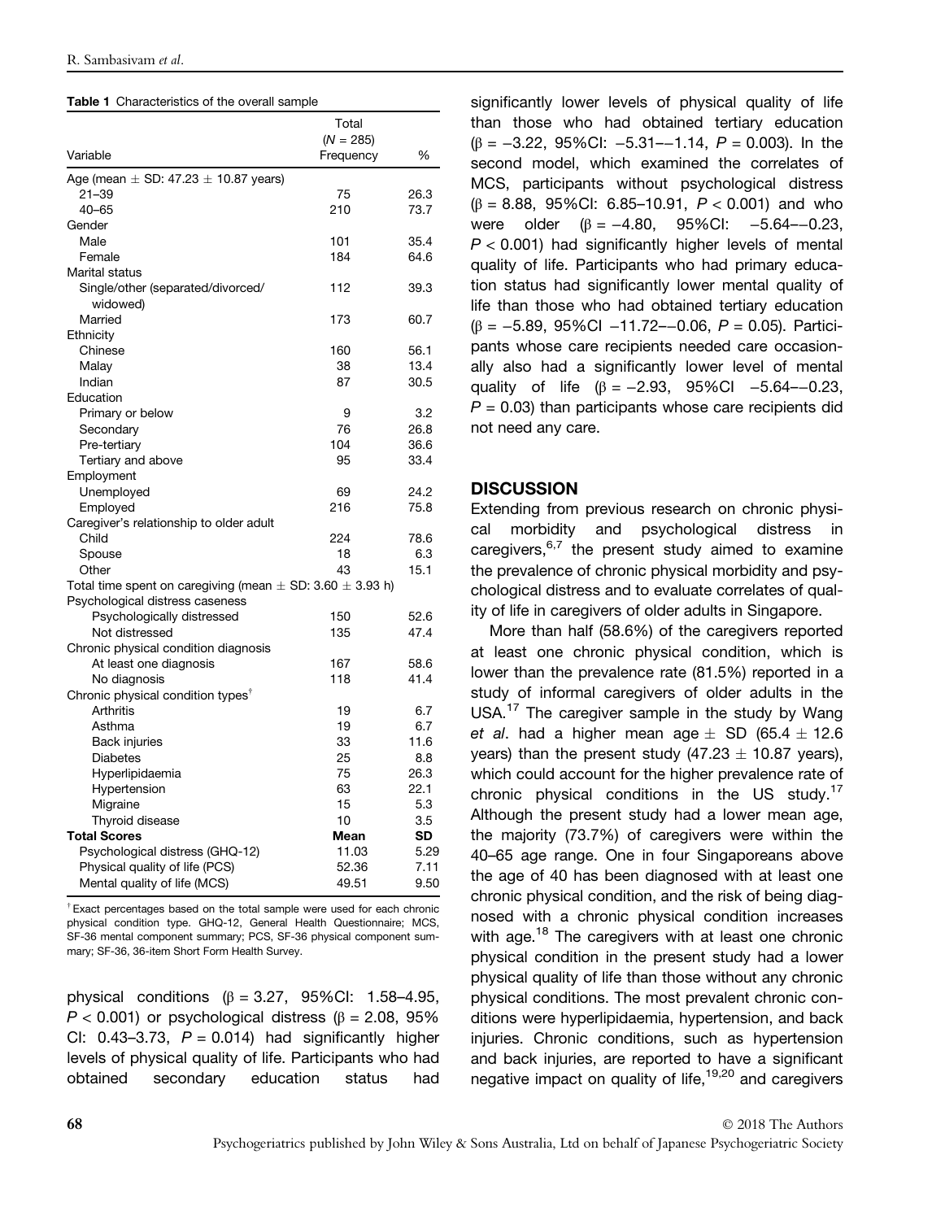**Table 1** Characteristics of the overall sample

| Variable | Total ($N$ = 285) Frequency | % |
|---|---|---|
| Age (mean ± SD: 47.23 ± 10.87 years) | | |
| 21–39 | 75 | 26.3 |
| 40–65 | 210 | 73.7 |
| Gender | | |
| Male | 101 | 35.4 |
| Female | 184 | 64.6 |
| Marital status | | |
| Single/other (separated/divorced/ widowed) | 112 | 39.3 |
| Married | 173 | 60.7 |
| Ethnicity | | |
| Chinese | 160 | 56.1 |
| Malay | 38 | 13.4 |
| Indian | 87 | 30.5 |
| Education | | |
| Primary or below | 9 | 3.2 |
| Secondary | 76 | 26.8 |
| Pre-tertiary | 104 | 36.6 |
| Tertiary and above | 95 | 33.4 |
| Employment | | |
| Unemployed | 69 | 24.2 |
| Employed | 216 | 75.8 |
| Caregiver's relationship to older adult | | |
| Child | 224 | 78.6 |
| Spouse | 18 | 6.3 |
| Other | 43 | 15.1 |
| Total time spent on caregiving (mean ± SD: 3.60 ± 3.93 h) | | |
| Psychological distress caseness | | |
| Psychologically distressed | 150 | 52.6 |
| Not distressed | 135 | 47.4 |
| Chronic physical condition diagnosis | | |
| At least one diagnosis | 167 | 58.6 |
| No diagnosis | 118 | 41.4 |
| Chronic physical condition types† | | |
| Arthritis | 19 | 6.7 |
| Asthma | 19 | 6.7 |
| Back injuries | 33 | 11.6 |
| Diabetes | 25 | 8.8 |
| Hyperlipidaemia | 75 | 26.3 |
| Hypertension | 63 | 22.1 |
| Migraine | 15 | 5.3 |
| Thyroid disease | 10 | 3.5 |
| **Total Scores** | **Mean** | **SD** |
| Psychological distress (GHQ-12) | 11.03 | 5.29 |
| Physical quality of life (PCS) | 52.36 | 7.11 |
| Mental quality of life (MCS) | 49.51 | 9.50 |

† Exact percentages based on the total sample were used for each chronic physical condition type. GHQ-12, General Health Questionnaire; MCS, SF-36 mental component summary; PCS, SF-36 physical component summary; SF-36, 36-item Short Form Health Survey.

physical conditions (β = 3.27, 95%CI: 1.58–4.95, $P < 0.001$) or psychological distress (β = 2.08, 95% CI: 0.43–3.73, $P = 0.014$) had significantly higher levels of physical quality of life. Participants who had obtained secondary education status had significantly lower levels of physical quality of life than those who had obtained tertiary education (β = −3.22, 95%CI: −5.31–−1.14, $P = 0.003$). In the second model, which examined the correlates of MCS, participants without psychological distress (β = 8.88, 95%CI: 6.85–10.91, $P < 0.001$) and who were older (β = −4.80, 95%CI: −5.64–−0.23, $P < 0.001$) had significantly higher levels of mental quality of life. Participants who had primary education status had significantly lower mental quality of life than those who had obtained tertiary education (β = −5.89, 95%CI −11.72–−0.06, $P = 0.05$). Participants whose care recipients needed care occasionally also had a significantly lower level of mental quality of life (β = −2.93, 95%CI −5.64–−0.23, $P = 0.03$) than participants whose care recipients did not need any care.

## DISCUSSION

Extending from previous research on chronic physical morbidity and psychological distress in caregivers,[6,7] the present study aimed to examine the prevalence of chronic physical morbidity and psychological distress and to evaluate correlates of quality of life in caregivers of older adults in Singapore.

More than half (58.6%) of the caregivers reported at least one chronic physical condition, which is lower than the prevalence rate (81.5%) reported in a study of informal caregivers of older adults in the USA.[17] The caregiver sample in the study by Wang *et al*. had a higher mean age ± SD (65.4 ± 12.6 years) than the present study (47.23 ± 10.87 years), which could account for the higher prevalence rate of chronic physical conditions in the US study.[17] Although the present study had a lower mean age, the majority (73.7%) of caregivers were within the 40–65 age range. One in four Singaporeans above the age of 40 has been diagnosed with at least one chronic physical condition, and the risk of being diagnosed with a chronic physical condition increases with age.[18] The caregivers with at least one chronic physical condition in the present study had a lower physical quality of life than those without any chronic physical conditions. The most prevalent chronic conditions were hyperlipidaemia, hypertension, and back injuries. Chronic conditions, such as hypertension and back injuries, are reported to have a significant negative impact on quality of life,[19,20] and caregivers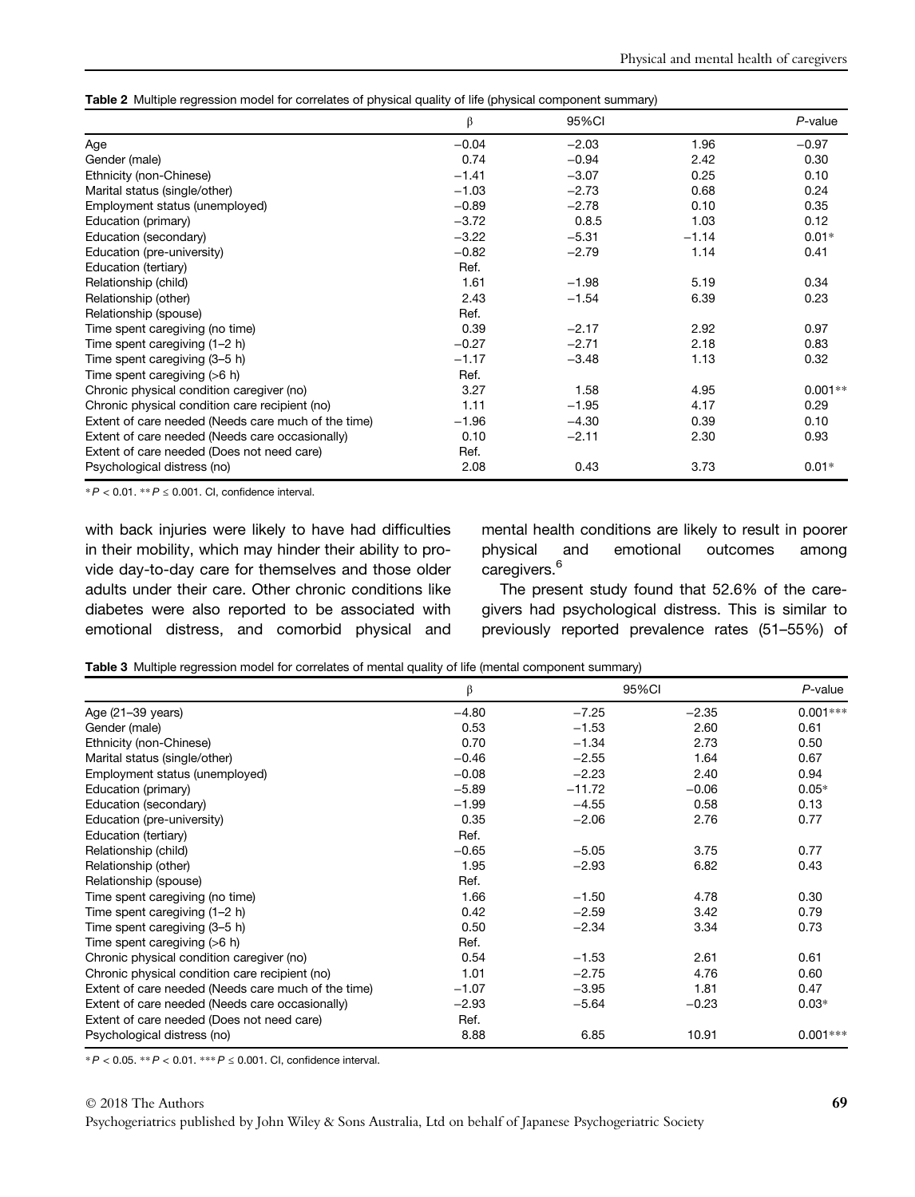**Table 2** Multiple regression model for correlates of physical quality of life (physical component summary)

| | β | 95%CI | | *P*-value |
|---|---|---|---|---|
| Age | −0.04 | −2.03 | 1.96 | −0.97 |
| Gender (male) | 0.74 | −0.94 | 2.42 | 0.30 |
| Ethnicity (non-Chinese) | −1.41 | −3.07 | 0.25 | 0.10 |
| Marital status (single/other) | −1.03 | −2.73 | 0.68 | 0.24 |
| Employment status (unemployed) | −0.89 | −2.78 | 0.10 | 0.35 |
| Education (primary) | −3.72 | 0.8.5 | 1.03 | 0.12 |
| Education (secondary) | −3.22 | −5.31 | −1.14 | 0.01* |
| Education (pre-university) | −0.82 | −2.79 | 1.14 | 0.41 |
| Education (tertiary) | Ref. | | | |
| Relationship (child) | 1.61 | −1.98 | 5.19 | 0.34 |
| Relationship (other) | 2.43 | −1.54 | 6.39 | 0.23 |
| Relationship (spouse) | Ref. | | | |
| Time spent caregiving (no time) | 0.39 | −2.17 | 2.92 | 0.97 |
| Time spent caregiving (1–2 h) | −0.27 | −2.71 | 2.18 | 0.83 |
| Time spent caregiving (3–5 h) | −1.17 | −3.48 | 1.13 | 0.32 |
| Time spent caregiving (>6 h) | Ref. | | | |
| Chronic physical condition caregiver (no) | 3.27 | 1.58 | 4.95 | 0.001** |
| Chronic physical condition care recipient (no) | 1.11 | −1.95 | 4.17 | 0.29 |
| Extent of care needed (Needs care much of the time) | −1.96 | −4.30 | 0.39 | 0.10 |
| Extent of care needed (Needs care occasionally) | 0.10 | −2.11 | 2.30 | 0.93 |
| Extent of care needed (Does not need care) | Ref. | | | |
| Psychological distress (no) | 2.08 | 0.43 | 3.73 | 0.01* |

* $P < 0.01$. ** $P \leq 0.001$. CI, confidence interval.

with back injuries were likely to have had difficulties in their mobility, which may hinder their ability to provide day-to-day care for themselves and those older adults under their care. Other chronic conditions like diabetes were also reported to be associated with emotional distress, and comorbid physical and mental health conditions are likely to result in poorer physical and emotional outcomes among caregivers.[6]

The present study found that 52.6% of the caregivers had psychological distress. This is similar to previously reported prevalence rates (51–55%) of

**Table 3** Multiple regression model for correlates of mental quality of life (mental component summary)

| | β | 95%CI | | *P*-value |
|---|---|---|---|---|
| Age (21–39 years) | −4.80 | −7.25 | −2.35 | 0.001*** |
| Gender (male) | 0.53 | −1.53 | 2.60 | 0.61 |
| Ethnicity (non-Chinese) | 0.70 | −1.34 | 2.73 | 0.50 |
| Marital status (single/other) | −0.46 | −2.55 | 1.64 | 0.67 |
| Employment status (unemployed) | −0.08 | −2.23 | 2.40 | 0.94 |
| Education (primary) | −5.89 | −11.72 | −0.06 | 0.05* |
| Education (secondary) | −1.99 | −4.55 | 0.58 | 0.13 |
| Education (pre-university) | 0.35 | −2.06 | 2.76 | 0.77 |
| Education (tertiary) | Ref. | | | |
| Relationship (child) | −0.65 | −5.05 | 3.75 | 0.77 |
| Relationship (other) | 1.95 | −2.93 | 6.82 | 0.43 |
| Relationship (spouse) | Ref. | | | |
| Time spent caregiving (no time) | 1.66 | −1.50 | 4.78 | 0.30 |
| Time spent caregiving (1–2 h) | 0.42 | −2.59 | 3.42 | 0.79 |
| Time spent caregiving (3–5 h) | 0.50 | −2.34 | 3.34 | 0.73 |
| Time spent caregiving (>6 h) | Ref. | | | |
| Chronic physical condition caregiver (no) | 0.54 | −1.53 | 2.61 | 0.61 |
| Chronic physical condition care recipient (no) | 1.01 | −2.75 | 4.76 | 0.60 |
| Extent of care needed (Needs care much of the time) | −1.07 | −3.95 | 1.81 | 0.47 |
| Extent of care needed (Needs care occasionally) | −2.93 | −5.64 | −0.23 | 0.03* |
| Extent of care needed (Does not need care) | Ref. | | | |
| Psychological distress (no) | 8.88 | 6.85 | 10.91 | 0.001*** |

* $P < 0.05$. ** $P < 0.01$. *** $P \leq 0.001$. CI, confidence interval.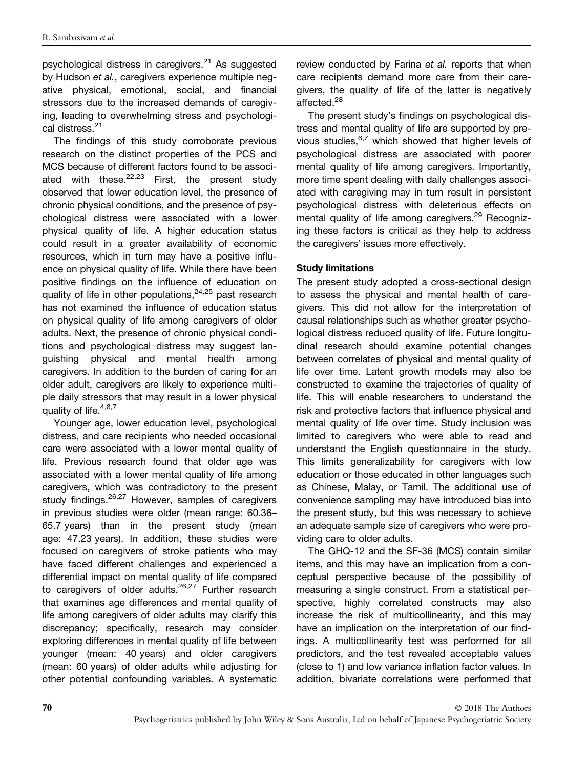psychological distress in caregivers.[21] As suggested by Hudson *et al.*, caregivers experience multiple negative physical, emotional, social, and financial stressors due to the increased demands of caregiving, leading to overwhelming stress and psychological distress.[21]

The findings of this study corroborate previous research on the distinct properties of the PCS and MCS because of different factors found to be associated with these.[22,23] First, the present study observed that lower education level, the presence of chronic physical conditions, and the presence of psychological distress were associated with a lower physical quality of life. A higher education status could result in a greater availability of economic resources, which in turn may have a positive influence on physical quality of life. While there have been positive findings on the influence of education on quality of life in other populations,[24,25] past research has not examined the influence of education status on physical quality of life among caregivers of older adults. Next, the presence of chronic physical conditions and psychological distress may suggest languishing physical and mental health among caregivers. In addition to the burden of caring for an older adult, caregivers are likely to experience multiple daily stressors that may result in a lower physical quality of life.[4,6,7]

Younger age, lower education level, psychological distress, and care recipients who needed occasional care were associated with a lower mental quality of life. Previous research found that older age was associated with a lower mental quality of life among caregivers, which was contradictory to the present study findings.[26,27] However, samples of caregivers in previous studies were older (mean range: 60.36–65.7 years) than in the present study (mean age: 47.23 years). In addition, these studies were focused on caregivers of stroke patients who may have faced different challenges and experienced a differential impact on mental quality of life compared to caregivers of older adults.[26,27] Further research that examines age differences and mental quality of life among caregivers of older adults may clarify this discrepancy; specifically, research may consider exploring differences in mental quality of life between younger (mean: 40 years) and older caregivers (mean: 60 years) of older adults while adjusting for other potential confounding variables. A systematic review conducted by Farina *et al.* reports that when care recipients demand more care from their caregivers, the quality of life of the latter is negatively affected.[28]

The present study's findings on psychological distress and mental quality of life are supported by previous studies,[6,7] which showed that higher levels of psychological distress are associated with poorer mental quality of life among caregivers. Importantly, more time spent dealing with daily challenges associated with caregiving may in turn result in persistent psychological distress with deleterious effects on mental quality of life among caregivers.[29] Recognizing these factors is critical as they help to address the caregivers' issues more effectively.

### Study limitations

The present study adopted a cross-sectional design to assess the physical and mental health of caregivers. This did not allow for the interpretation of causal relationships such as whether greater psychological distress reduced quality of life. Future longitudinal research should examine potential changes between correlates of physical and mental quality of life over time. Latent growth models may also be constructed to examine the trajectories of quality of life. This will enable researchers to understand the risk and protective factors that influence physical and mental quality of life over time. Study inclusion was limited to caregivers who were able to read and understand the English questionnaire in the study. This limits generalizability for caregivers with low education or those educated in other languages such as Chinese, Malay, or Tamil. The additional use of convenience sampling may have introduced bias into the present study, but this was necessary to achieve an adequate sample size of caregivers who were providing care to older adults.

The GHQ-12 and the SF-36 (MCS) contain similar items, and this may have an implication from a conceptual perspective because of the possibility of measuring a single construct. From a statistical perspective, highly correlated constructs may also increase the risk of multicollinearity, and this may have an implication on the interpretation of our findings. A multicollinearity test was performed for all predictors, and the test revealed acceptable values (close to 1) and low variance inflation factor values. In addition, bivariate correlations were performed that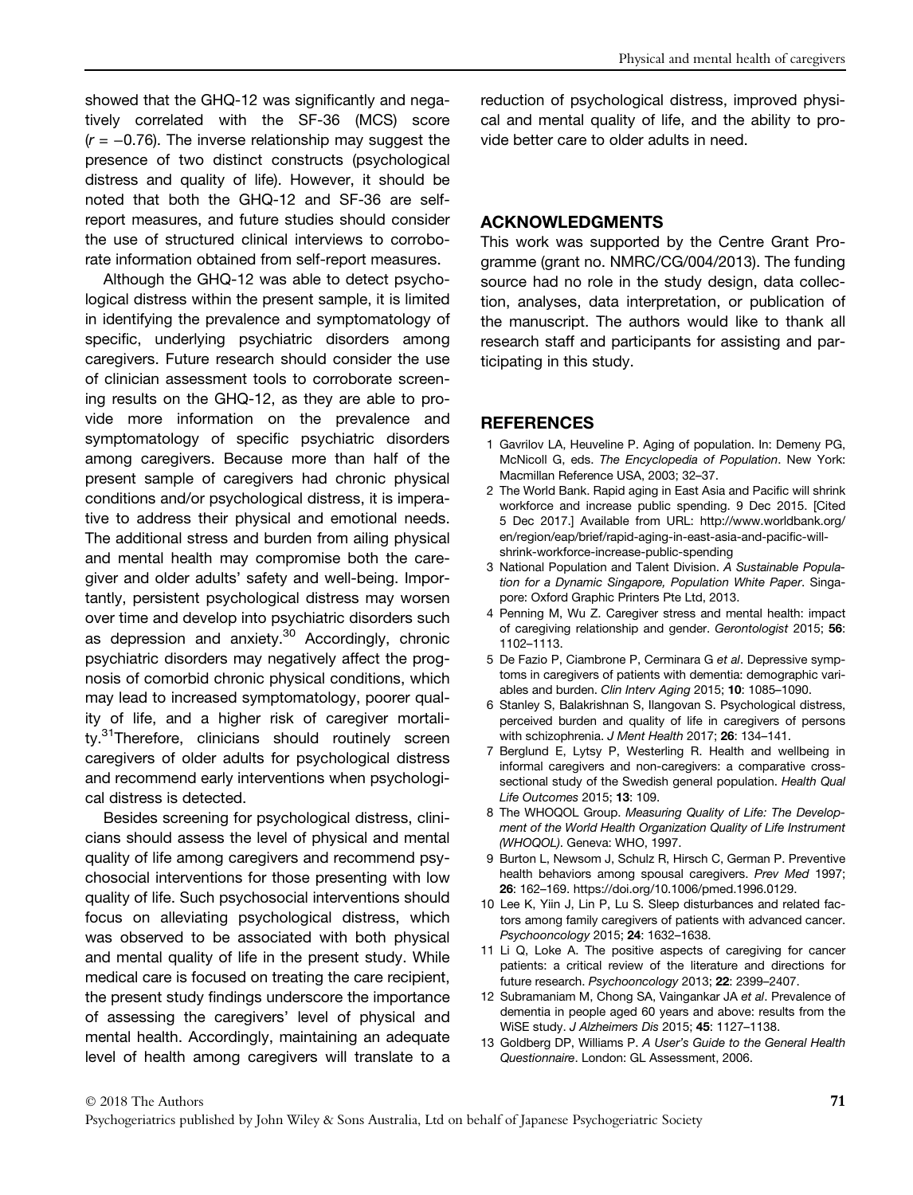showed that the GHQ-12 was significantly and negatively correlated with the SF-36 (MCS) score ($r = -0.76$). The inverse relationship may suggest the presence of two distinct constructs (psychological distress and quality of life). However, it should be noted that both the GHQ-12 and SF-36 are self-report measures, and future studies should consider the use of structured clinical interviews to corroborate information obtained from self-report measures.

Although the GHQ-12 was able to detect psychological distress within the present sample, it is limited in identifying the prevalence and symptomatology of specific, underlying psychiatric disorders among caregivers. Future research should consider the use of clinician assessment tools to corroborate screening results on the GHQ-12, as they are able to provide more information on the prevalence and symptomatology of specific psychiatric disorders among caregivers. Because more than half of the present sample of caregivers had chronic physical conditions and/or psychological distress, it is imperative to address their physical and emotional needs. The additional stress and burden from ailing physical and mental health may compromise both the caregiver and older adults' safety and well-being. Importantly, persistent psychological distress may worsen over time and develop into psychiatric disorders such as depression and anxiety.[30] Accordingly, chronic psychiatric disorders may negatively affect the prognosis of comorbid chronic physical conditions, which may lead to increased symptomatology, poorer quality of life, and a higher risk of caregiver mortality.[31]Therefore, clinicians should routinely screen caregivers of older adults for psychological distress and recommend early interventions when psychological distress is detected.

Besides screening for psychological distress, clinicians should assess the level of physical and mental quality of life among caregivers and recommend psychosocial interventions for those presenting with low quality of life. Such psychosocial interventions should focus on alleviating psychological distress, which was observed to be associated with both physical and mental quality of life in the present study. While medical care is focused on treating the care recipient, the present study findings underscore the importance of assessing the caregivers' level of physical and mental health. Accordingly, maintaining an adequate level of health among caregivers will translate to a reduction of psychological distress, improved physical and mental quality of life, and the ability to provide better care to older adults in need.

## ACKNOWLEDGMENTS

This work was supported by the Centre Grant Programme (grant no. NMRC/CG/004/2013). The funding source had no role in the study design, data collection, analyses, data interpretation, or publication of the manuscript. The authors would like to thank all research staff and participants for assisting and participating in this study.

## REFERENCES

1 Gavrilov LA, Heuveline P. Aging of population. In: Demeny PG, McNicoll G, eds. *The Encyclopedia of Population*. New York: Macmillan Reference USA, 2003; 32–37.

2 The World Bank. Rapid aging in East Asia and Pacific will shrink workforce and increase public spending. 9 Dec 2015. [Cited 5 Dec 2017.] Available from URL: http://www.worldbank.org/en/region/eap/brief/rapid-aging-in-east-asia-and-pacific-will-shrink-workforce-increase-public-spending

3 National Population and Talent Division. *A Sustainable Population for a Dynamic Singapore, Population White Paper*. Singapore: Oxford Graphic Printers Pte Ltd, 2013.

4 Penning M, Wu Z. Caregiver stress and mental health: impact of caregiving relationship and gender. *Gerontologist* 2015; **56**: 1102–1113.

5 De Fazio P, Ciambrone P, Cerminara G *et al*. Depressive symptoms in caregivers of patients with dementia: demographic variables and burden. *Clin Interv Aging* 2015; **10**: 1085–1090.

6 Stanley S, Balakrishnan S, Ilangovan S. Psychological distress, perceived burden and quality of life in caregivers of persons with schizophrenia. *J Ment Health* 2017; **26**: 134–141.

7 Berglund E, Lytsy P, Westerling R. Health and wellbeing in informal caregivers and non-caregivers: a comparative cross-sectional study of the Swedish general population. *Health Qual Life Outcomes* 2015; **13**: 109.

8 The WHOQOL Group. *Measuring Quality of Life: The Development of the World Health Organization Quality of Life Instrument (WHOQOL)*. Geneva: WHO, 1997.

9 Burton L, Newsom J, Schulz R, Hirsch C, German P. Preventive health behaviors among spousal caregivers. *Prev Med* 1997; **26**: 162–169. https://doi.org/10.1006/pmed.1996.0129.

10 Lee K, Yiin J, Lin P, Lu S. Sleep disturbances and related factors among family caregivers of patients with advanced cancer. *Psychooncology* 2015; **24**: 1632–1638.

11 Li Q, Loke A. The positive aspects of caregiving for cancer patients: a critical review of the literature and directions for future research. *Psychooncology* 2013; **22**: 2399–2407.

12 Subramaniam M, Chong SA, Vaingankar JA *et al*. Prevalence of dementia in people aged 60 years and above: results from the WiSE study. *J Alzheimers Dis* 2015; **45**: 1127–1138.

13 Goldberg DP, Williams P. *A User's Guide to the General Health Questionnaire*. London: GL Assessment, 2006.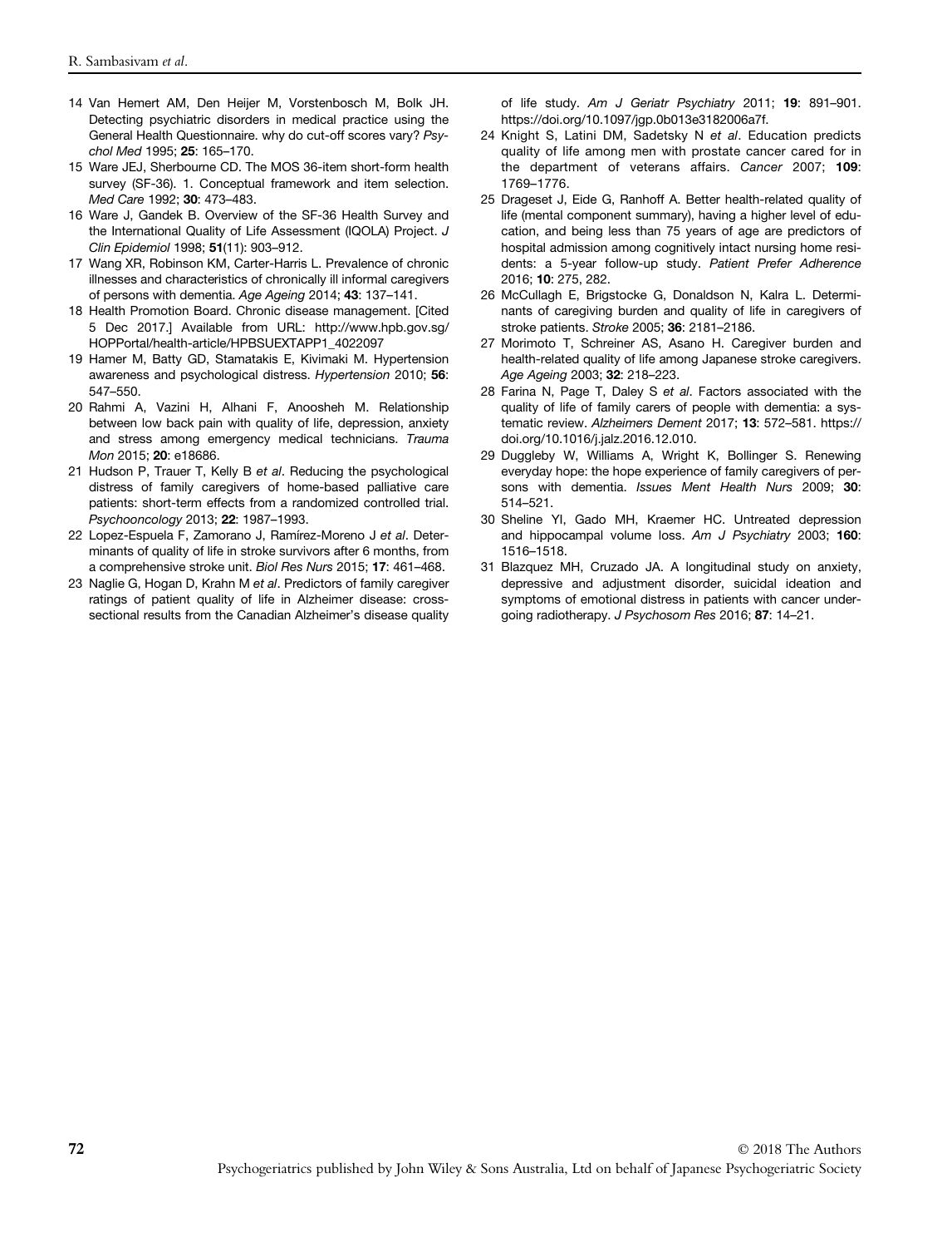14 Van Hemert AM, Den Heijer M, Vorstenbosch M, Bolk JH. Detecting psychiatric disorders in medical practice using the General Health Questionnaire. why do cut-off scores vary? *Psychol Med* 1995; **25**: 165–170.

15 Ware JEJ, Sherbourne CD. The MOS 36-item short-form health survey (SF-36). 1. Conceptual framework and item selection. *Med Care* 1992; **30**: 473–483.

16 Ware J, Gandek B. Overview of the SF-36 Health Survey and the International Quality of Life Assessment (IQOLA) Project. *J Clin Epidemiol* 1998; **51**(11): 903–912.

17 Wang XR, Robinson KM, Carter-Harris L. Prevalence of chronic illnesses and characteristics of chronically ill informal caregivers of persons with dementia. *Age Ageing* 2014; **43**: 137–141.

18 Health Promotion Board. Chronic disease management. [Cited 5 Dec 2017.] Available from URL: http://www.hpb.gov.sg/HOPPortal/health-article/HPBSUEXTAPP1_4022097

19 Hamer M, Batty GD, Stamatakis E, Kivimaki M. Hypertension awareness and psychological distress. *Hypertension* 2010; **56**: 547–550.

20 Rahmi A, Vazini H, Alhani F, Anoosheh M. Relationship between low back pain with quality of life, depression, anxiety and stress among emergency medical technicians. *Trauma Mon* 2015; **20**: e18686.

21 Hudson P, Trauer T, Kelly B *et al*. Reducing the psychological distress of family caregivers of home-based palliative care patients: short-term effects from a randomized controlled trial. *Psychooncology* 2013; **22**: 1987–1993.

22 Lopez-Espuela F, Zamorano J, Ramírez-Moreno J *et al*. Determinants of quality of life in stroke survivors after 6 months, from a comprehensive stroke unit. *Biol Res Nurs* 2015; **17**: 461–468.

23 Naglie G, Hogan D, Krahn M *et al*. Predictors of family caregiver ratings of patient quality of life in Alzheimer disease: cross-sectional results from the Canadian Alzheimer's disease quality of life study. *Am J Geriatr Psychiatry* 2011; **19**: 891–901. https://doi.org/10.1097/jgp.0b013e3182006a7f.

24 Knight S, Latini DM, Sadetsky N *et al*. Education predicts quality of life among men with prostate cancer cared for in the department of veterans affairs. *Cancer* 2007; **109**: 1769–1776.

25 Drageset J, Eide G, Ranhoff A. Better health-related quality of life (mental component summary), having a higher level of education, and being less than 75 years of age are predictors of hospital admission among cognitively intact nursing home residents: a 5-year follow-up study. *Patient Prefer Adherence* 2016; **10**: 275, 282.

26 McCullagh E, Brigstocke G, Donaldson N, Kalra L. Determinants of caregiving burden and quality of life in caregivers of stroke patients. *Stroke* 2005; **36**: 2181–2186.

27 Morimoto T, Schreiner AS, Asano H. Caregiver burden and health-related quality of life among Japanese stroke caregivers. *Age Ageing* 2003; **32**: 218–223.

28 Farina N, Page T, Daley S *et al*. Factors associated with the quality of life of family carers of people with dementia: a systematic review. *Alzheimers Dement* 2017; **13**: 572–581. https://doi.org/10.1016/j.jalz.2016.12.010.

29 Duggleby W, Williams A, Wright K, Bollinger S. Renewing everyday hope: the hope experience of family caregivers of persons with dementia. *Issues Ment Health Nurs* 2009; **30**: 514–521.

30 Sheline YI, Gado MH, Kraemer HC. Untreated depression and hippocampal volume loss. *Am J Psychiatry* 2003; **160**: 1516–1518.

31 Blazquez MH, Cruzado JA. A longitudinal study on anxiety, depressive and adjustment disorder, suicidal ideation and symptoms of emotional distress in patients with cancer undergoing radiotherapy. *J Psychosom Res* 2016; **87**: 14–21.